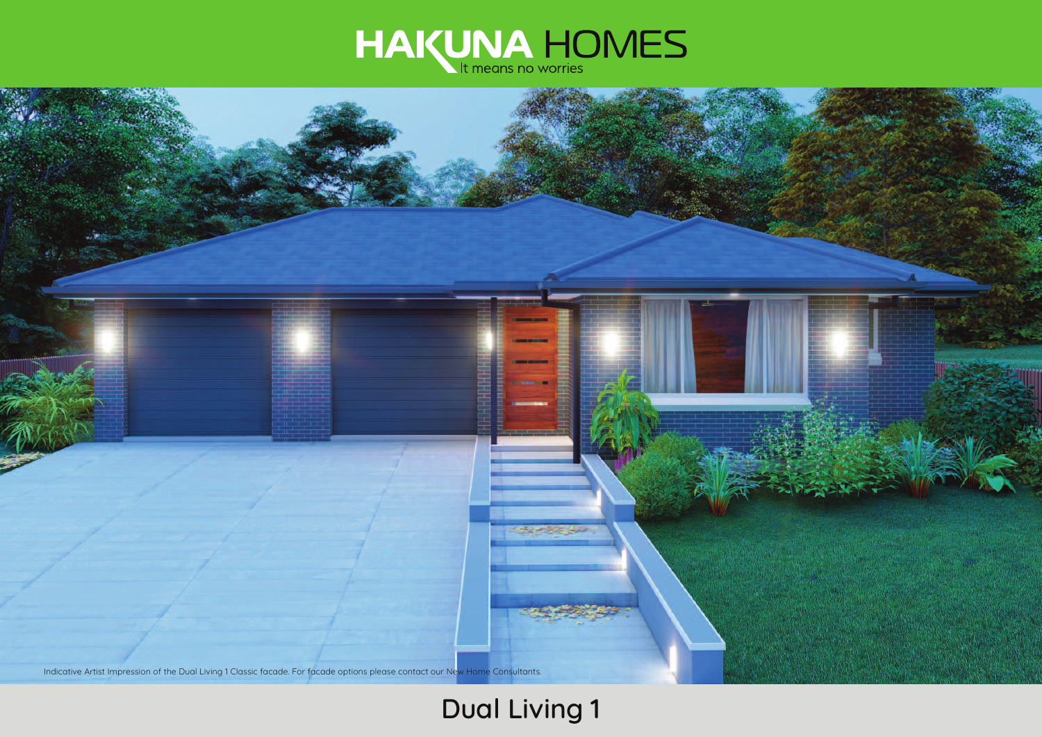HAKUNA HOMES
It means no worries

Indicative Artist Impression of the Dual Living 1 Classic facade. For facade options please contact our New Home Consultants.

# Dual Living 1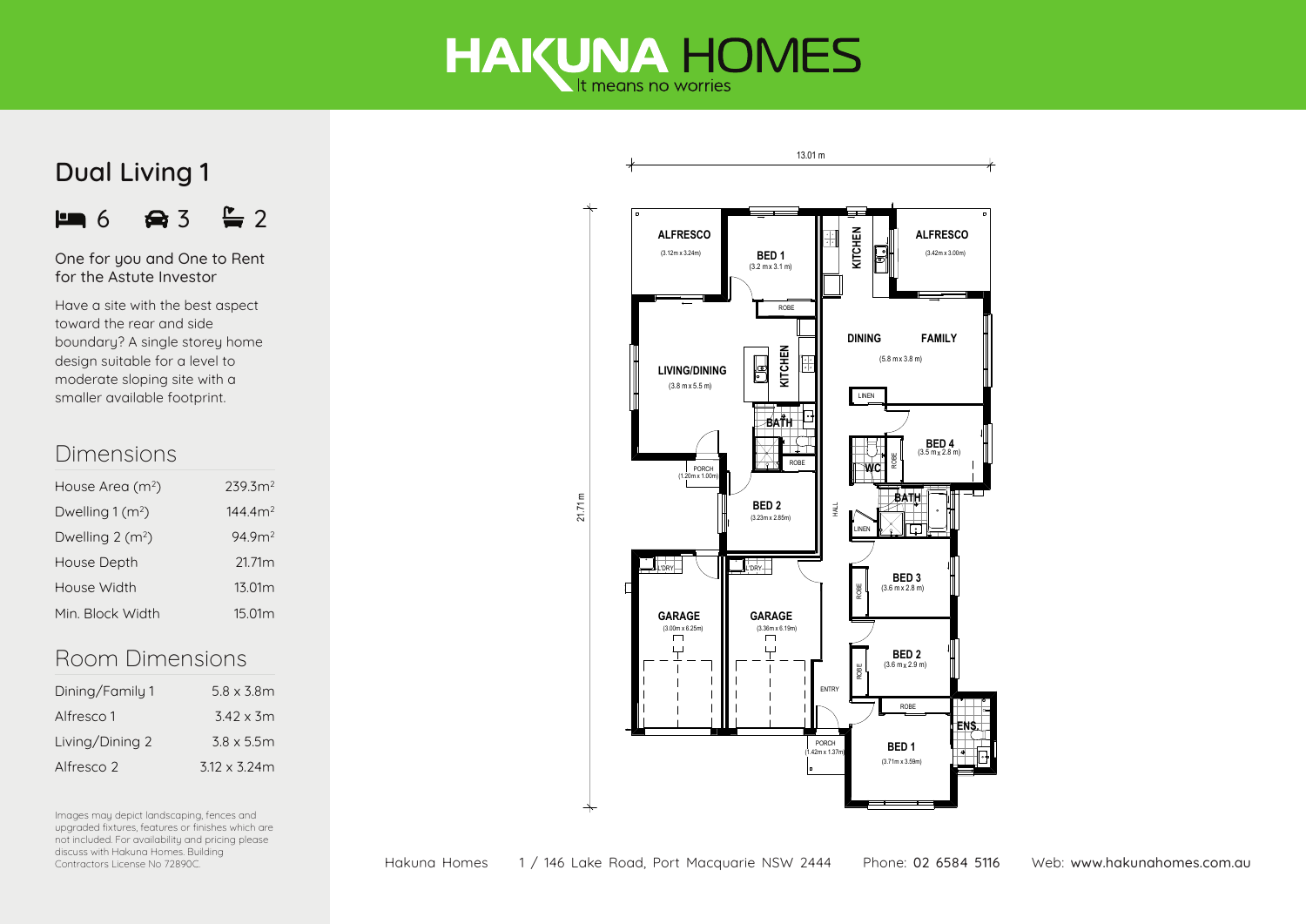# HAKUNA HOMES

It means no worries

## Dual Living 1

6 3 2

One for you and One to Rent for the Astute Investor

Have a site with the best aspect toward the rear and side boundary? A single storey home design suitable for a level to moderate sloping site with a smaller available footprint.

## Dimensions

| | |
|---|---|
| House Area ($m^2$) | 239.3$m^2$ |
| Dwelling 1 ($m^2$) | 144.4$m^2$ |
| Dwelling 2 ($m^2$) | 94.9$m^2$ |
| House Depth | 21.71m |
| House Width | 13.01m |
| Min. Block Width | 15.01m |

## Room Dimensions

| | |
|---|---|
| Dining/Family 1 | 5.8 x 3.8m |
| Alfresco 1 | 3.42 x 3m |
| Living/Dining 2 | 3.8 x 5.5m |
| Alfresco 2 | 3.12 x 3.24m |

Images may depict landscaping, fences and upgraded fixtures, features or finishes which are not included. For availability and pricing please discuss with Hakuna Homes. Building Contractors License No 72890C.

13.01 m

21.71 m

ALFRESCO (3.12m x 3.24m)

BED 1 (3.2 m x 3.1 m)

ROBE

LIVING/DINING (3.8 m x 5.5 m)

KITCHEN

BATH

ROBE

PORCH (1.20m x 1.00m)

BED 2 (3.23m x 2.85m)

L'DRY

GARAGE (3.00m x 6.25m)

L'DRY

GARAGE (3.36m x 6.19m)

KITCHEN

ALFRESCO (3.42m x 3.00m)

DINING

FAMILY (5.8 m x 3.8 m)

LINEN

BED 4 (3.5 m x 2.8 m)

ROBE

WC

HALL

BATH

LINEN

BED 3 (3.6 m x 2.8 m)

ROBE

BED 2 (3.6 m x 2.9 m)

ROBE

ENTRY

ROBE

ENS.

PORCH (1.42m x 1.37m)

BED 1 (3.71m x 3.59m)

Hakuna Homes 1 / 146 Lake Road, Port Macquarie NSW 2444 Phone: 02 6584 5116 Web: www.hakunahomes.com.au